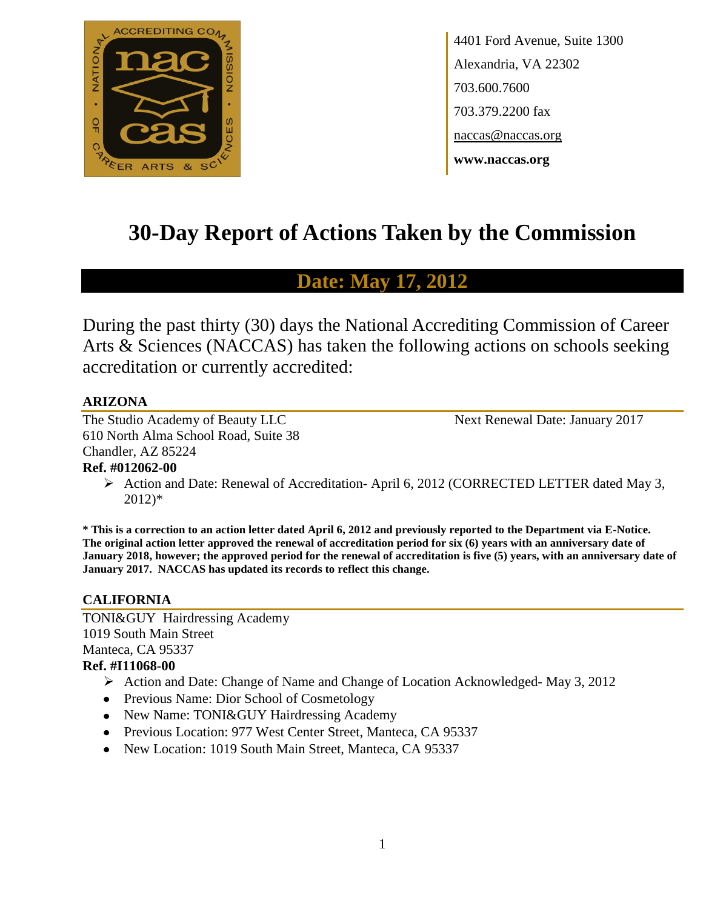4401 Ford Avenue, Suite 1300
Alexandria, VA 22302
703.600.7600
703.379.2200 fax
naccas@naccas.org
**www.naccas.org**

# 30-Day Report of Actions Taken by the Commission

## Date: May 17, 2012

During the past thirty (30) days the National Accrediting Commission of Career Arts & Sciences (NACCAS) has taken the following actions on schools seeking accreditation or currently accredited:

### ARIZONA

The Studio Academy of Beauty LLC — Next Renewal Date: January 2017
610 North Alma School Road, Suite 38
Chandler, AZ 85224
**Ref. #012062-00**

- Action and Date: Renewal of Accreditation- April 6, 2012 (CORRECTED LETTER dated May 3, 2012)*

**\* This is a correction to an action letter dated April 6, 2012 and previously reported to the Department via E-Notice. The original action letter approved the renewal of accreditation period for six (6) years with an anniversary date of January 2018, however; the approved period for the renewal of accreditation is five (5) years, with an anniversary date of January 2017. NACCAS has updated its records to reflect this change.**

### CALIFORNIA

TONI&GUY Hairdressing Academy
1019 South Main Street
Manteca, CA 95337
**Ref. #I11068-00**

- Action and Date: Change of Name and Change of Location Acknowledged- May 3, 2012
- Previous Name: Dior School of Cosmetology
- New Name: TONI&GUY Hairdressing Academy
- Previous Location: 977 West Center Street, Manteca, CA 95337
- New Location: 1019 South Main Street, Manteca, CA 95337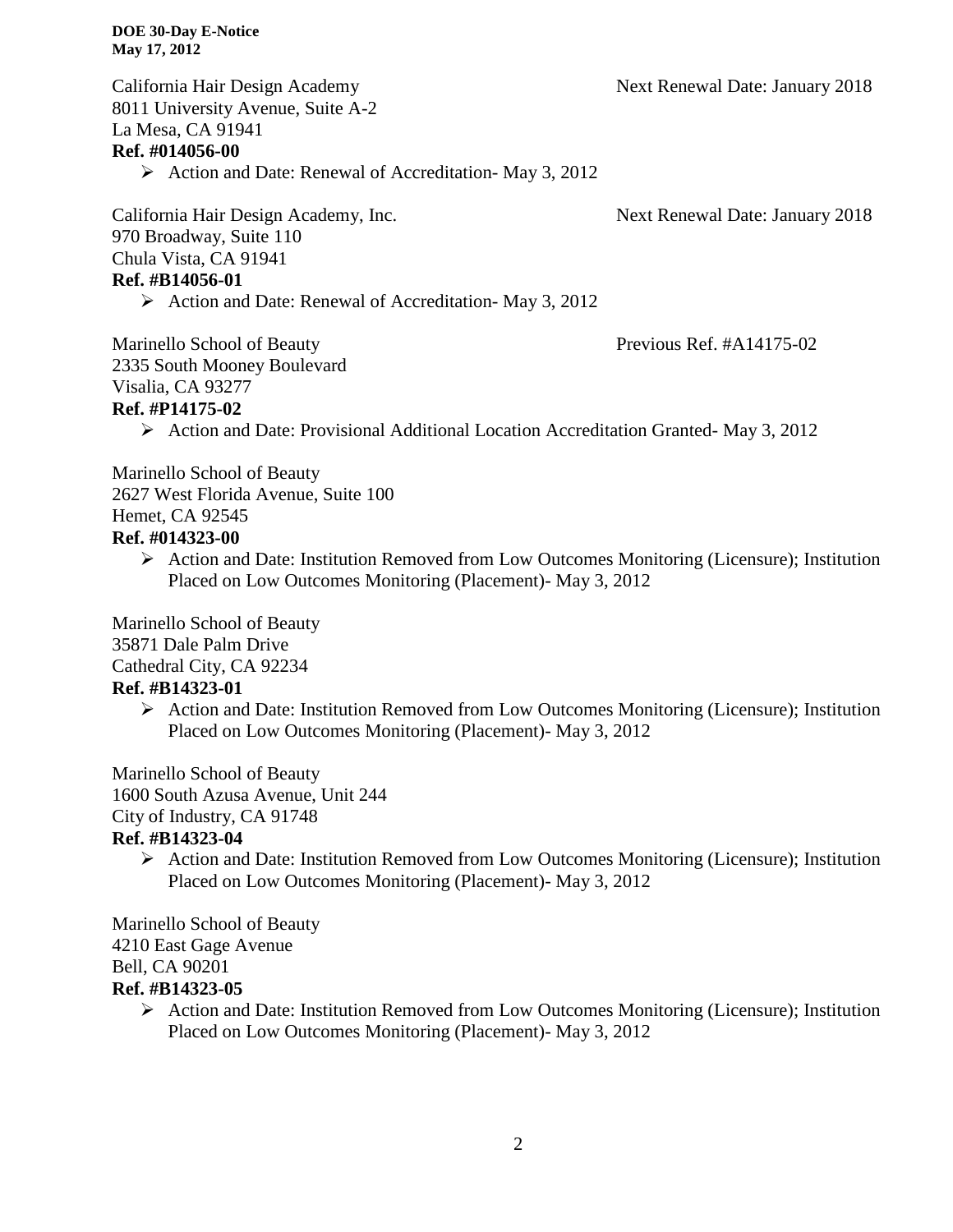California Hair Design Academy — Next Renewal Date: January 2018
8011 University Avenue, Suite A-2
La Mesa, CA 91941
**Ref. #014056-00**

- Action and Date: Renewal of Accreditation- May 3, 2012

California Hair Design Academy, Inc. — Next Renewal Date: January 2018
970 Broadway, Suite 110
Chula Vista, CA 91941
**Ref. #B14056-01**

- Action and Date: Renewal of Accreditation- May 3, 2012

Marinello School of Beauty — Previous Ref. #A14175-02
2335 South Mooney Boulevard
Visalia, CA 93277
**Ref. #P14175-02**

- Action and Date: Provisional Additional Location Accreditation Granted- May 3, 2012

Marinello School of Beauty
2627 West Florida Avenue, Suite 100
Hemet, CA 92545
**Ref. #014323-00**

- Action and Date: Institution Removed from Low Outcomes Monitoring (Licensure); Institution Placed on Low Outcomes Monitoring (Placement)- May 3, 2012

Marinello School of Beauty
35871 Dale Palm Drive
Cathedral City, CA 92234
**Ref. #B14323-01**

- Action and Date: Institution Removed from Low Outcomes Monitoring (Licensure); Institution Placed on Low Outcomes Monitoring (Placement)- May 3, 2012

Marinello School of Beauty
1600 South Azusa Avenue, Unit 244
City of Industry, CA 91748
**Ref. #B14323-04**

- Action and Date: Institution Removed from Low Outcomes Monitoring (Licensure); Institution Placed on Low Outcomes Monitoring (Placement)- May 3, 2012

Marinello School of Beauty
4210 East Gage Avenue
Bell, CA 90201
**Ref. #B14323-05**

- Action and Date: Institution Removed from Low Outcomes Monitoring (Licensure); Institution Placed on Low Outcomes Monitoring (Placement)- May 3, 2012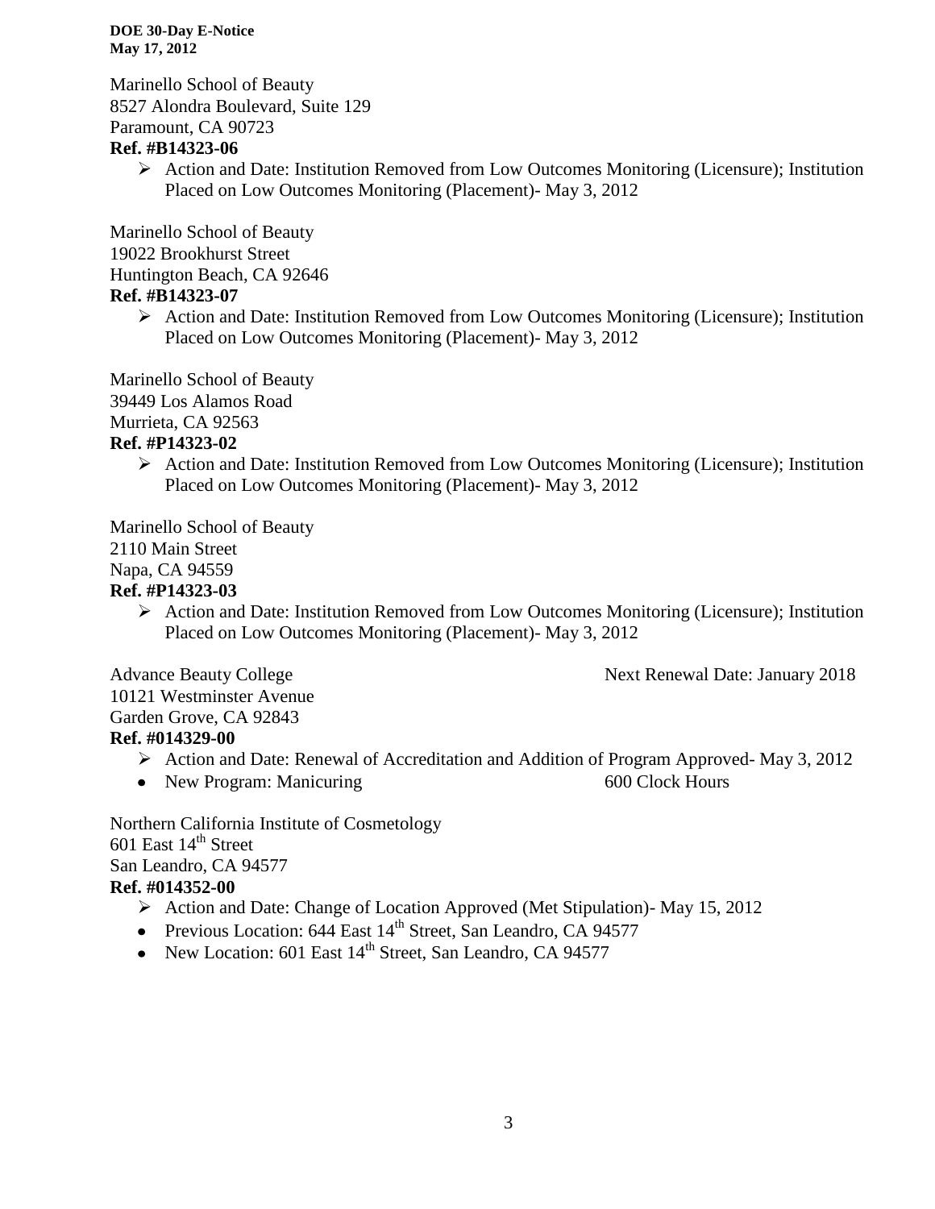Marinello School of Beauty
8527 Alondra Boulevard, Suite 129
Paramount, CA 90723
**Ref. #B14323-06**

- ➢ Action and Date: Institution Removed from Low Outcomes Monitoring (Licensure); Institution Placed on Low Outcomes Monitoring (Placement)- May 3, 2012

Marinello School of Beauty
19022 Brookhurst Street
Huntington Beach, CA 92646
**Ref. #B14323-07**

- ➢ Action and Date: Institution Removed from Low Outcomes Monitoring (Licensure); Institution Placed on Low Outcomes Monitoring (Placement)- May 3, 2012

Marinello School of Beauty
39449 Los Alamos Road
Murrieta, CA 92563
**Ref. #P14323-02**

- ➢ Action and Date: Institution Removed from Low Outcomes Monitoring (Licensure); Institution Placed on Low Outcomes Monitoring (Placement)- May 3, 2012

Marinello School of Beauty
2110 Main Street
Napa, CA 94559
**Ref. #P14323-03**

- ➢ Action and Date: Institution Removed from Low Outcomes Monitoring (Licensure); Institution Placed on Low Outcomes Monitoring (Placement)- May 3, 2012

Advance Beauty College — Next Renewal Date: January 2018
10121 Westminster Avenue
Garden Grove, CA 92843
**Ref. #014329-00**

- ➢ Action and Date: Renewal of Accreditation and Addition of Program Approved- May 3, 2012
- New Program: Manicuring — 600 Clock Hours

Northern California Institute of Cosmetology
601 East 14th Street
San Leandro, CA 94577
**Ref. #014352-00**

- ➢ Action and Date: Change of Location Approved (Met Stipulation)- May 15, 2012
- Previous Location: 644 East 14th Street, San Leandro, CA 94577
- New Location: 601 East 14th Street, San Leandro, CA 94577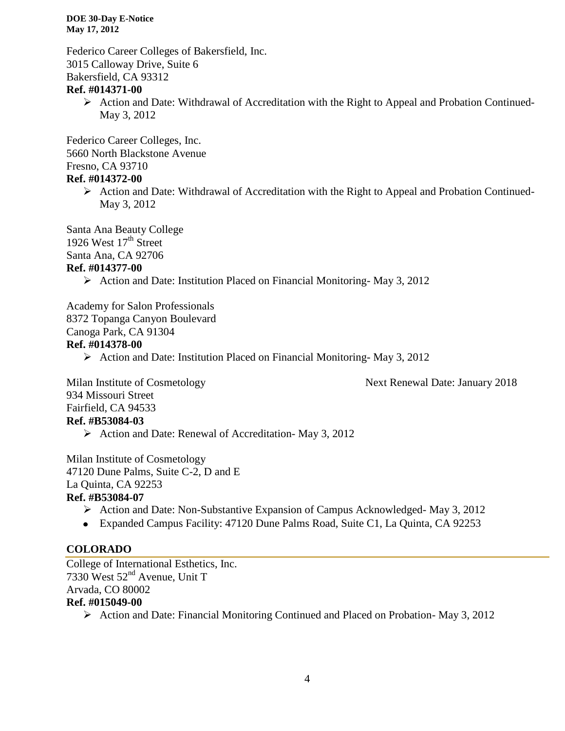Federico Career Colleges of Bakersfield, Inc.
3015 Calloway Drive, Suite 6
Bakersfield, CA 93312
**Ref. #014371-00**

- Action and Date: Withdrawal of Accreditation with the Right to Appeal and Probation Continued- May 3, 2012

Federico Career Colleges, Inc.
5660 North Blackstone Avenue
Fresno, CA 93710
**Ref. #014372-00**

- Action and Date: Withdrawal of Accreditation with the Right to Appeal and Probation Continued- May 3, 2012

Santa Ana Beauty College
1926 West 17th Street
Santa Ana, CA 92706
**Ref. #014377-00**

- Action and Date: Institution Placed on Financial Monitoring- May 3, 2012

Academy for Salon Professionals
8372 Topanga Canyon Boulevard
Canoga Park, CA 91304
**Ref. #014378-00**

- Action and Date: Institution Placed on Financial Monitoring- May 3, 2012

Milan Institute of Cosmetology — Next Renewal Date: January 2018
934 Missouri Street
Fairfield, CA 94533
**Ref. #B53084-03**

- Action and Date: Renewal of Accreditation- May 3, 2012

Milan Institute of Cosmetology
47120 Dune Palms, Suite C-2, D and E
La Quinta, CA 92253
**Ref. #B53084-07**

- Action and Date: Non-Substantive Expansion of Campus Acknowledged- May 3, 2012
- Expanded Campus Facility: 47120 Dune Palms Road, Suite C1, La Quinta, CA 92253

## COLORADO

College of International Esthetics, Inc.
7330 West 52nd Avenue, Unit T
Arvada, CO 80002
**Ref. #015049-00**

- Action and Date: Financial Monitoring Continued and Placed on Probation- May 3, 2012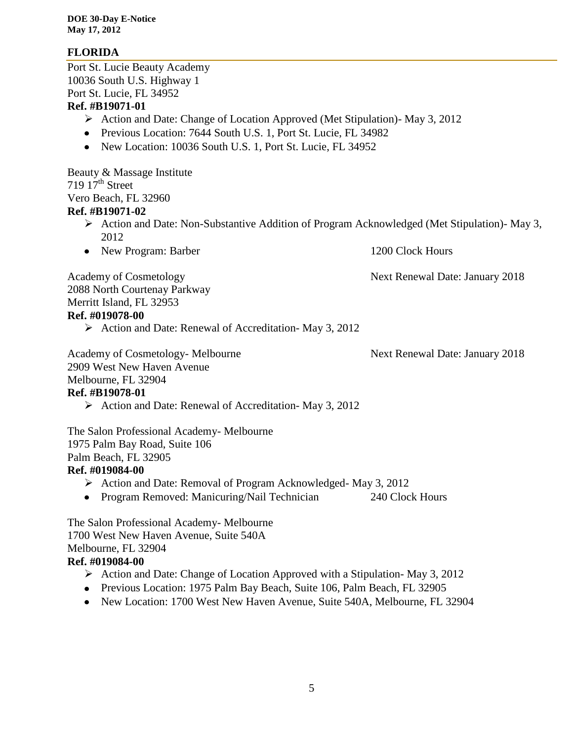## FLORIDA

Port St. Lucie Beauty Academy
10036 South U.S. Highway 1
Port St. Lucie, FL 34952
**Ref. #B19071-01**

- Action and Date: Change of Location Approved (Met Stipulation)- May 3, 2012
  - Previous Location: 7644 South U.S. 1, Port St. Lucie, FL 34982
  - New Location: 10036 South U.S. 1, Port St. Lucie, FL 34952

Beauty & Massage Institute
719 17th Street
Vero Beach, FL 32960
**Ref. #B19071-02**

- Action and Date: Non-Substantive Addition of Program Acknowledged (Met Stipulation)- May 3, 2012
  - New Program: Barber — 1200 Clock Hours

Academy of Cosmetology — Next Renewal Date: January 2018
2088 North Courtenay Parkway
Merritt Island, FL 32953
**Ref. #019078-00**

- Action and Date: Renewal of Accreditation- May 3, 2012

Academy of Cosmetology- Melbourne — Next Renewal Date: January 2018
2909 West New Haven Avenue
Melbourne, FL 32904
**Ref. #B19078-01**

- Action and Date: Renewal of Accreditation- May 3, 2012

The Salon Professional Academy- Melbourne
1975 Palm Bay Road, Suite 106
Palm Beach, FL 32905
**Ref. #019084-00**

- Action and Date: Removal of Program Acknowledged- May 3, 2012
  - Program Removed: Manicuring/Nail Technician — 240 Clock Hours

The Salon Professional Academy- Melbourne
1700 West New Haven Avenue, Suite 540A
Melbourne, FL 32904
**Ref. #019084-00**

- Action and Date: Change of Location Approved with a Stipulation- May 3, 2012
  - Previous Location: 1975 Palm Bay Beach, Suite 106, Palm Beach, FL 32905
  - New Location: 1700 West New Haven Avenue, Suite 540A, Melbourne, FL 32904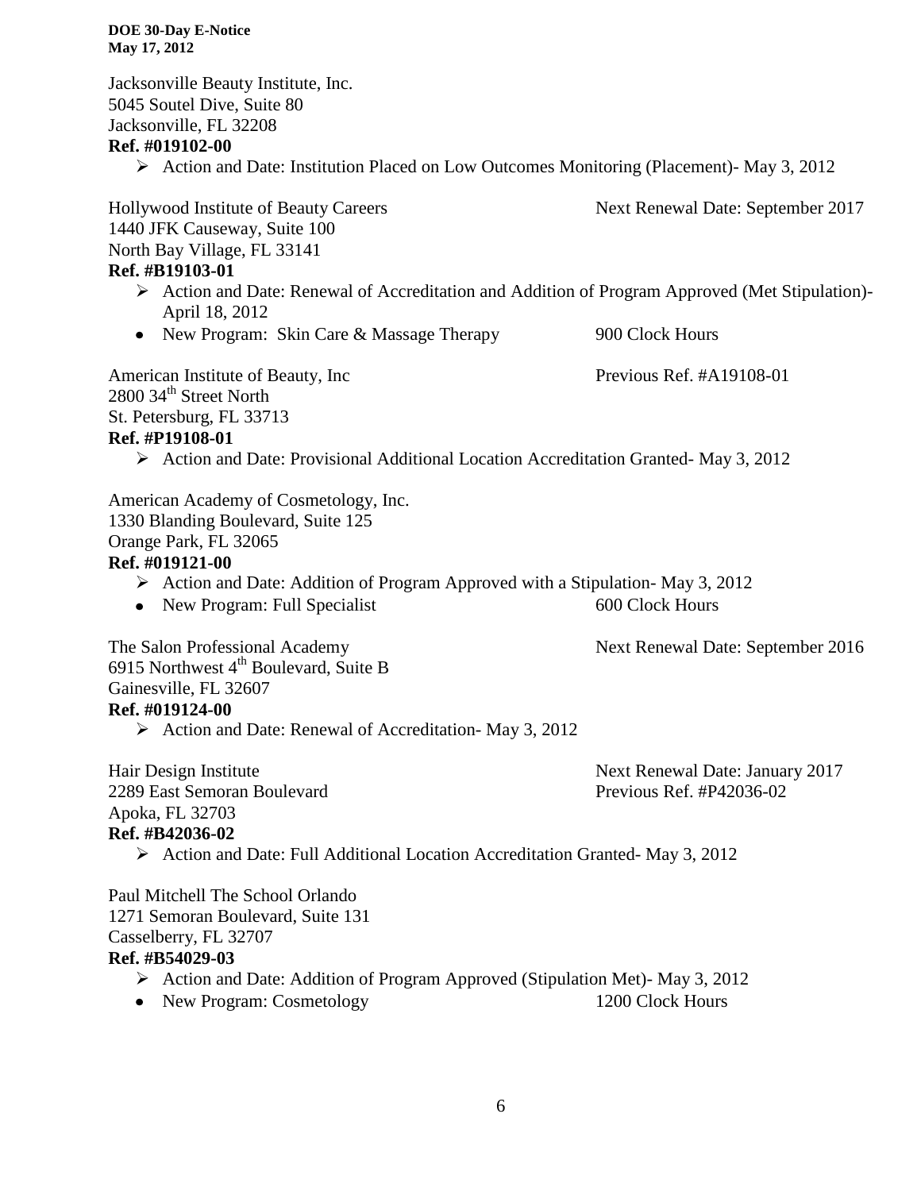Jacksonville Beauty Institute, Inc.
5045 Soutel Dive, Suite 80
Jacksonville, FL 32208
**Ref. #019102-00**

- Action and Date: Institution Placed on Low Outcomes Monitoring (Placement)- May 3, 2012

Hollywood Institute of Beauty Careers — Next Renewal Date: September 2017
1440 JFK Causeway, Suite 100
North Bay Village, FL 33141
**Ref. #B19103-01**

- Action and Date: Renewal of Accreditation and Addition of Program Approved (Met Stipulation)- April 18, 2012
- New Program: Skin Care & Massage Therapy — 900 Clock Hours

American Institute of Beauty, Inc — Previous Ref. #A19108-01
2800 34th Street North
St. Petersburg, FL 33713
**Ref. #P19108-01**

- Action and Date: Provisional Additional Location Accreditation Granted- May 3, 2012

American Academy of Cosmetology, Inc.
1330 Blanding Boulevard, Suite 125
Orange Park, FL 32065
**Ref. #019121-00**

- Action and Date: Addition of Program Approved with a Stipulation- May 3, 2012
- New Program: Full Specialist — 600 Clock Hours

The Salon Professional Academy — Next Renewal Date: September 2016
6915 Northwest 4th Boulevard, Suite B
Gainesville, FL 32607
**Ref. #019124-00**

- Action and Date: Renewal of Accreditation- May 3, 2012

Hair Design Institute — Next Renewal Date: January 2017
2289 East Semoran Boulevard — Previous Ref. #P42036-02
Apoka, FL 32703
**Ref. #B42036-02**

- Action and Date: Full Additional Location Accreditation Granted- May 3, 2012

Paul Mitchell The School Orlando
1271 Semoran Boulevard, Suite 131
Casselberry, FL 32707
**Ref. #B54029-03**

- Action and Date: Addition of Program Approved (Stipulation Met)- May 3, 2012
- New Program: Cosmetology — 1200 Clock Hours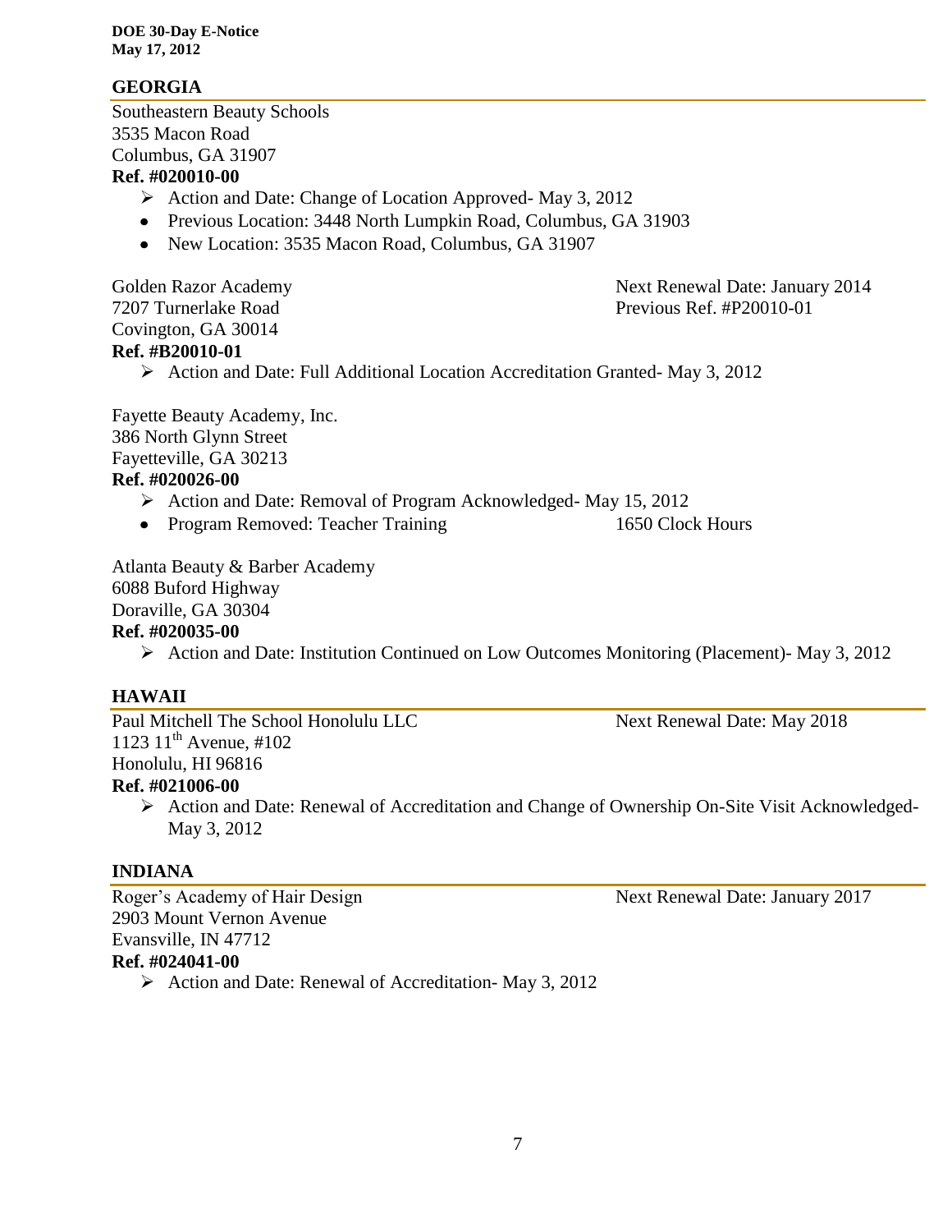## GEORGIA

Southeastern Beauty Schools
3535 Macon Road
Columbus, GA 31907
**Ref. #020010-00**

- Action and Date: Change of Location Approved- May 3, 2012
- Previous Location: 3448 North Lumpkin Road, Columbus, GA 31903
- New Location: 3535 Macon Road, Columbus, GA 31907

Golden Razor Academy
7207 Turnerlake Road
Covington, GA 30014
**Ref. #B20010-01**

Next Renewal Date: January 2014
Previous Ref. #P20010-01

- Action and Date: Full Additional Location Accreditation Granted- May 3, 2012

Fayette Beauty Academy, Inc.
386 North Glynn Street
Fayetteville, GA 30213
**Ref. #020026-00**

- Action and Date: Removal of Program Acknowledged- May 15, 2012
- Program Removed: Teacher Training 1650 Clock Hours

Atlanta Beauty & Barber Academy
6088 Buford Highway
Doraville, GA 30304
**Ref. #020035-00**

- Action and Date: Institution Continued on Low Outcomes Monitoring (Placement)- May 3, 2012

## HAWAII

Paul Mitchell The School Honolulu LLC
1123 11th Avenue, #102
Honolulu, HI 96816
**Ref. #021006-00**

Next Renewal Date: May 2018

- Action and Date: Renewal of Accreditation and Change of Ownership On-Site Visit Acknowledged- May 3, 2012

## INDIANA

Roger's Academy of Hair Design
2903 Mount Vernon Avenue
Evansville, IN 47712
**Ref. #024041-00**

Next Renewal Date: January 2017

- Action and Date: Renewal of Accreditation- May 3, 2012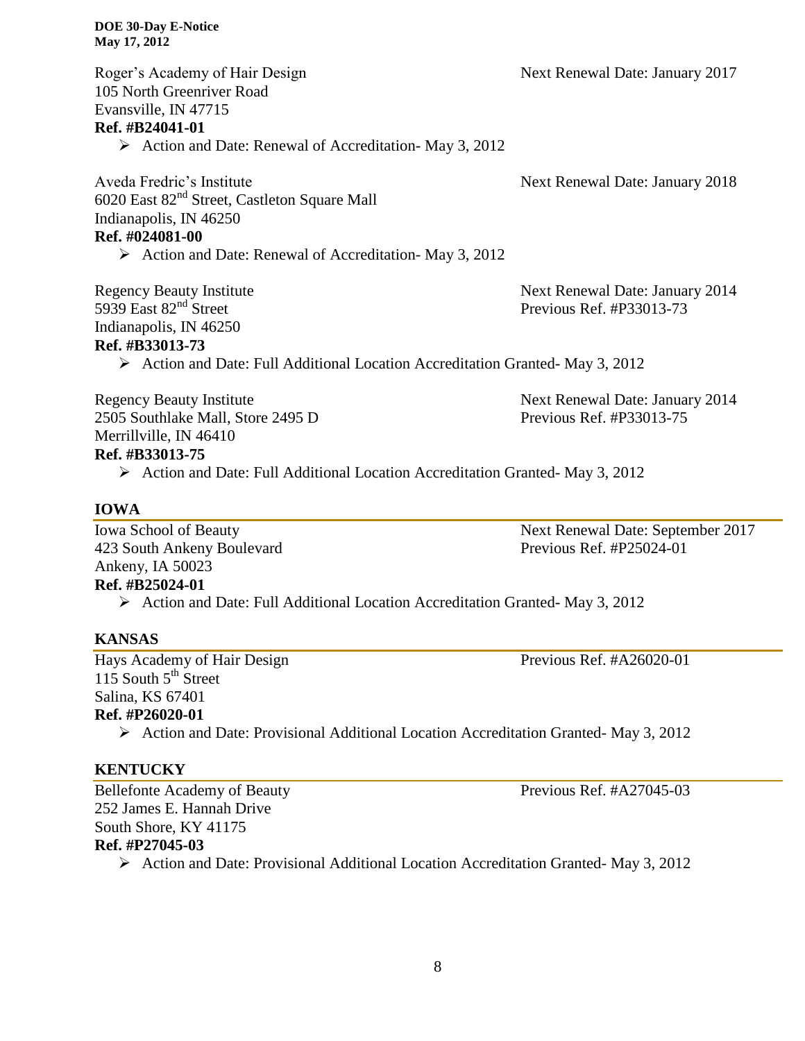Roger's Academy of Hair Design
105 North Greenriver Road
Evansville, IN 47715
**Ref. #B24041-01**

Next Renewal Date: January 2017

- Action and Date: Renewal of Accreditation- May 3, 2012

Aveda Fredric's Institute
6020 East 82nd Street, Castleton Square Mall
Indianapolis, IN 46250
**Ref. #024081-00**

Next Renewal Date: January 2018

- Action and Date: Renewal of Accreditation- May 3, 2012

Regency Beauty Institute
5939 East 82nd Street
Indianapolis, IN 46250
**Ref. #B33013-73**

Next Renewal Date: January 2014
Previous Ref. #P33013-73

- Action and Date: Full Additional Location Accreditation Granted- May 3, 2012

Regency Beauty Institute
2505 Southlake Mall, Store 2495 D
Merrillville, IN 46410
**Ref. #B33013-75**

Next Renewal Date: January 2014
Previous Ref. #P33013-75

- Action and Date: Full Additional Location Accreditation Granted- May 3, 2012

## IOWA

Iowa School of Beauty
423 South Ankeny Boulevard
Ankeny, IA 50023
**Ref. #B25024-01**

Next Renewal Date: September 2017
Previous Ref. #P25024-01

- Action and Date: Full Additional Location Accreditation Granted- May 3, 2012

## KANSAS

Hays Academy of Hair Design
115 South 5th Street
Salina, KS 67401
**Ref. #P26020-01**

Previous Ref. #A26020-01

- Action and Date: Provisional Additional Location Accreditation Granted- May 3, 2012

## KENTUCKY

Bellefonte Academy of Beauty
252 James E. Hannah Drive
South Shore, KY 41175
**Ref. #P27045-03**

Previous Ref. #A27045-03

- Action and Date: Provisional Additional Location Accreditation Granted- May 3, 2012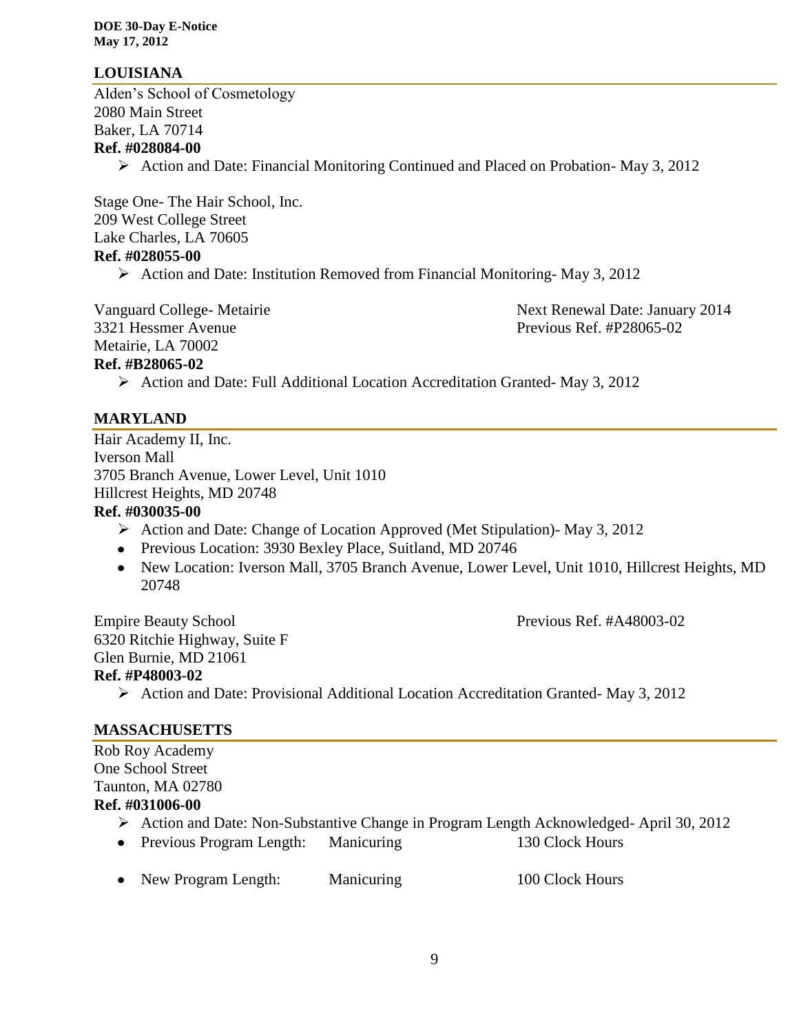## LOUISIANA

Alden's School of Cosmetology
2080 Main Street
Baker, LA 70714
**Ref. #028084-00**

- Action and Date: Financial Monitoring Continued and Placed on Probation- May 3, 2012

Stage One- The Hair School, Inc.
209 West College Street
Lake Charles, LA 70605
**Ref. #028055-00**

- Action and Date: Institution Removed from Financial Monitoring- May 3, 2012

Vanguard College- Metairie
3321 Hessmer Avenue
Metairie, LA 70002
**Ref. #B28065-02**

Next Renewal Date: January 2014
Previous Ref. #P28065-02

- Action and Date: Full Additional Location Accreditation Granted- May 3, 2012

## MARYLAND

Hair Academy II, Inc.
Iverson Mall
3705 Branch Avenue, Lower Level, Unit 1010
Hillcrest Heights, MD 20748
**Ref. #030035-00**

- Action and Date: Change of Location Approved (Met Stipulation)- May 3, 2012
- Previous Location: 3930 Bexley Place, Suitland, MD 20746
- New Location: Iverson Mall, 3705 Branch Avenue, Lower Level, Unit 1010, Hillcrest Heights, MD 20748

Empire Beauty School
6320 Ritchie Highway, Suite F
Glen Burnie, MD 21061
**Ref. #P48003-02**

Previous Ref. #A48003-02

- Action and Date: Provisional Additional Location Accreditation Granted- May 3, 2012

## MASSACHUSETTS

Rob Roy Academy
One School Street
Taunton, MA 02780
**Ref. #031006-00**

- Action and Date: Non-Substantive Change in Program Length Acknowledged- April 30, 2012
- Previous Program Length: Manicuring 130 Clock Hours
- New Program Length: Manicuring 100 Clock Hours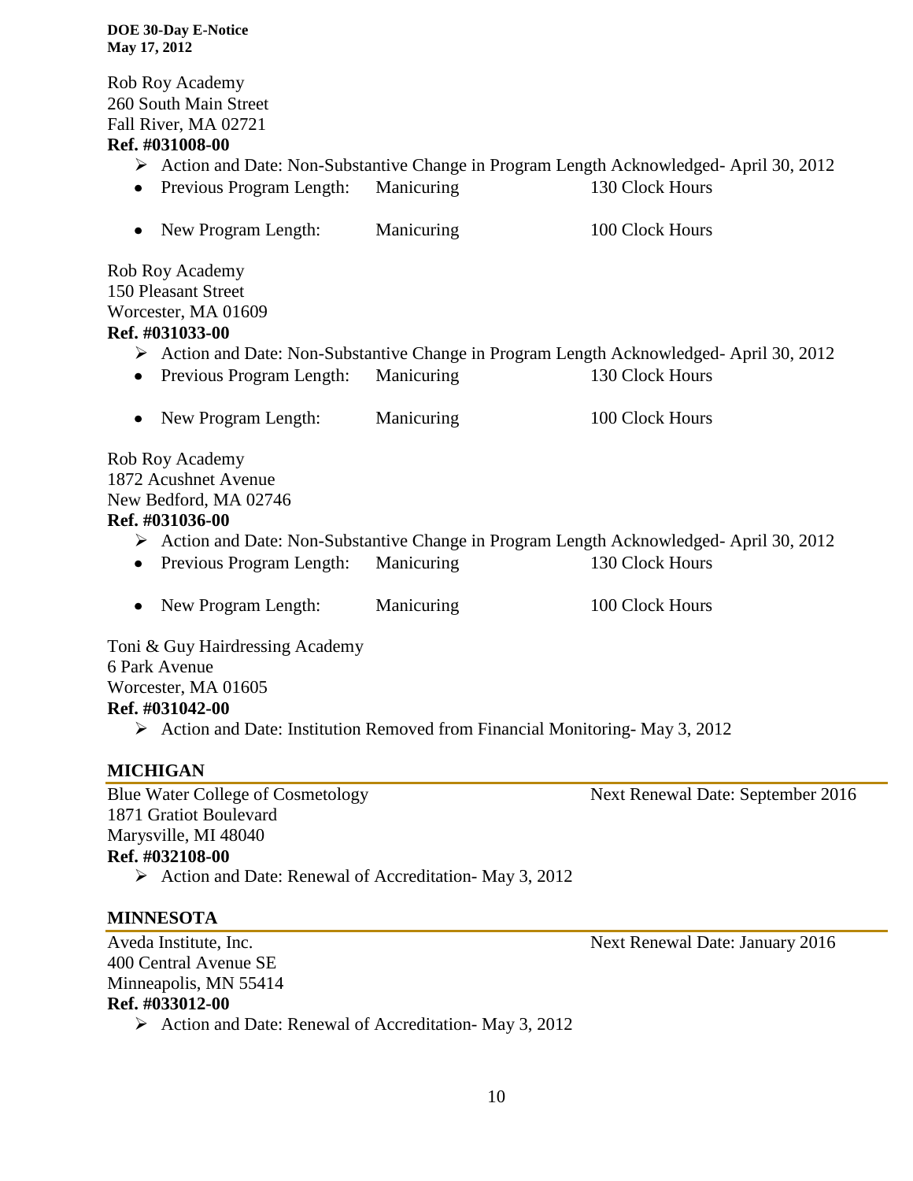Rob Roy Academy
260 South Main Street
Fall River, MA 02721
**Ref. #031008-00**

- Action and Date: Non-Substantive Change in Program Length Acknowledged- April 30, 2012
  - Previous Program Length: Manicuring 130 Clock Hours
  - New Program Length: Manicuring 100 Clock Hours

Rob Roy Academy
150 Pleasant Street
Worcester, MA 01609
**Ref. #031033-00**

- Action and Date: Non-Substantive Change in Program Length Acknowledged- April 30, 2012
  - Previous Program Length: Manicuring 130 Clock Hours
  - New Program Length: Manicuring 100 Clock Hours

Rob Roy Academy
1872 Acushnet Avenue
New Bedford, MA 02746
**Ref. #031036-00**

- Action and Date: Non-Substantive Change in Program Length Acknowledged- April 30, 2012
  - Previous Program Length: Manicuring 130 Clock Hours
  - New Program Length: Manicuring 100 Clock Hours

Toni & Guy Hairdressing Academy
6 Park Avenue
Worcester, MA 01605
**Ref. #031042-00**

- Action and Date: Institution Removed from Financial Monitoring- May 3, 2012

## MICHIGAN

Blue Water College of Cosmetology — Next Renewal Date: September 2016
1871 Gratiot Boulevard
Marysville, MI 48040
**Ref. #032108-00**

- Action and Date: Renewal of Accreditation- May 3, 2012

## MINNESOTA

Aveda Institute, Inc. — Next Renewal Date: January 2016
400 Central Avenue SE
Minneapolis, MN 55414
**Ref. #033012-00**

- Action and Date: Renewal of Accreditation- May 3, 2012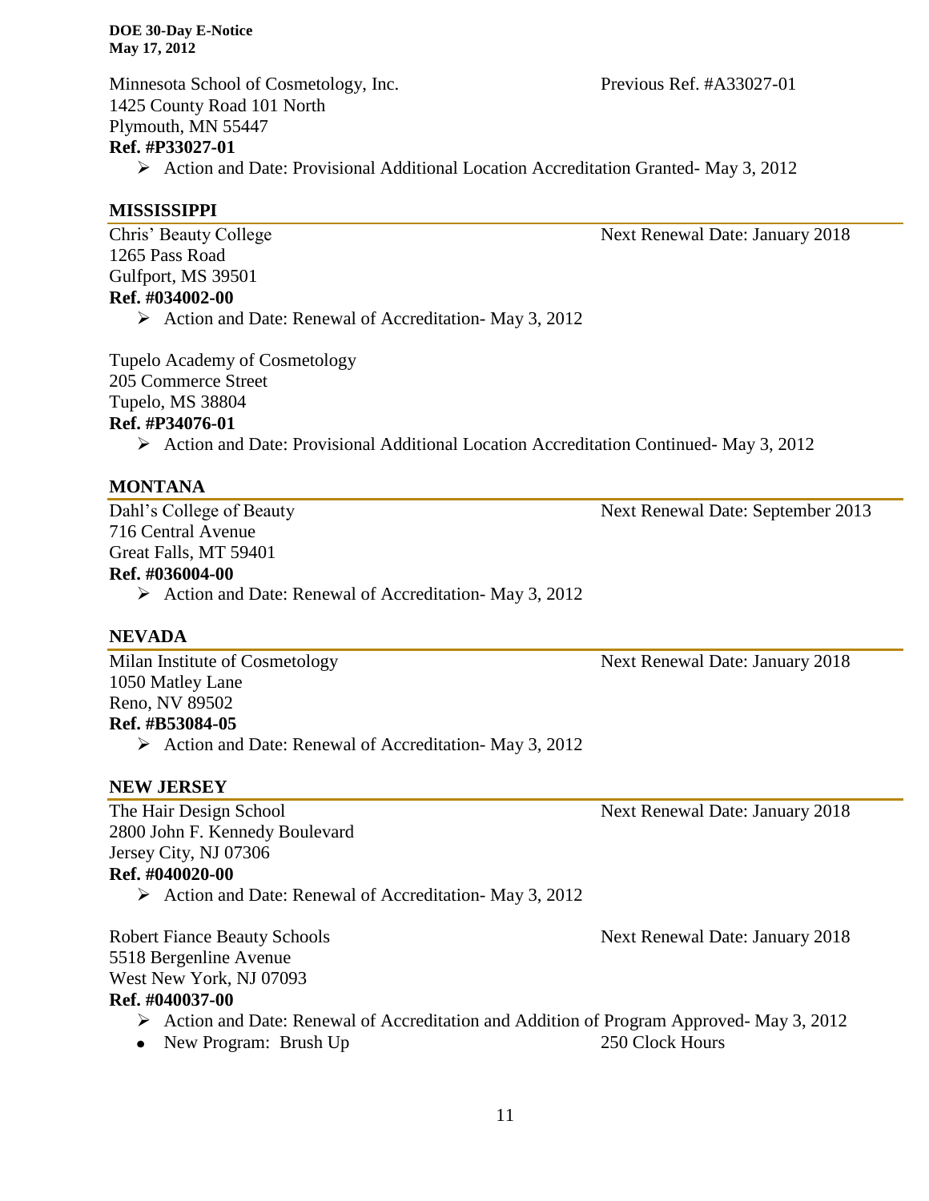Minnesota School of Cosmetology, Inc. Previous Ref. #A33027-01
1425 County Road 101 North
Plymouth, MN 55447
**Ref. #P33027-01**

- Action and Date: Provisional Additional Location Accreditation Granted- May 3, 2012

## MISSISSIPPI

Chris' Beauty College Next Renewal Date: January 2018
1265 Pass Road
Gulfport, MS 39501
**Ref. #034002-00**

- Action and Date: Renewal of Accreditation- May 3, 2012

Tupelo Academy of Cosmetology
205 Commerce Street
Tupelo, MS 38804
**Ref. #P34076-01**

- Action and Date: Provisional Additional Location Accreditation Continued- May 3, 2012

## MONTANA

Dahl's College of Beauty Next Renewal Date: September 2013
716 Central Avenue
Great Falls, MT 59401
**Ref. #036004-00**

- Action and Date: Renewal of Accreditation- May 3, 2012

## NEVADA

Milan Institute of Cosmetology Next Renewal Date: January 2018
1050 Matley Lane
Reno, NV 89502
**Ref. #B53084-05**

- Action and Date: Renewal of Accreditation- May 3, 2012

## NEW JERSEY

The Hair Design School Next Renewal Date: January 2018
2800 John F. Kennedy Boulevard
Jersey City, NJ 07306
**Ref. #040020-00**

- Action and Date: Renewal of Accreditation- May 3, 2012

Robert Fiance Beauty Schools Next Renewal Date: January 2018
5518 Bergenline Avenue
West New York, NJ 07093
**Ref. #040037-00**

- Action and Date: Renewal of Accreditation and Addition of Program Approved- May 3, 2012
- New Program: Brush Up 250 Clock Hours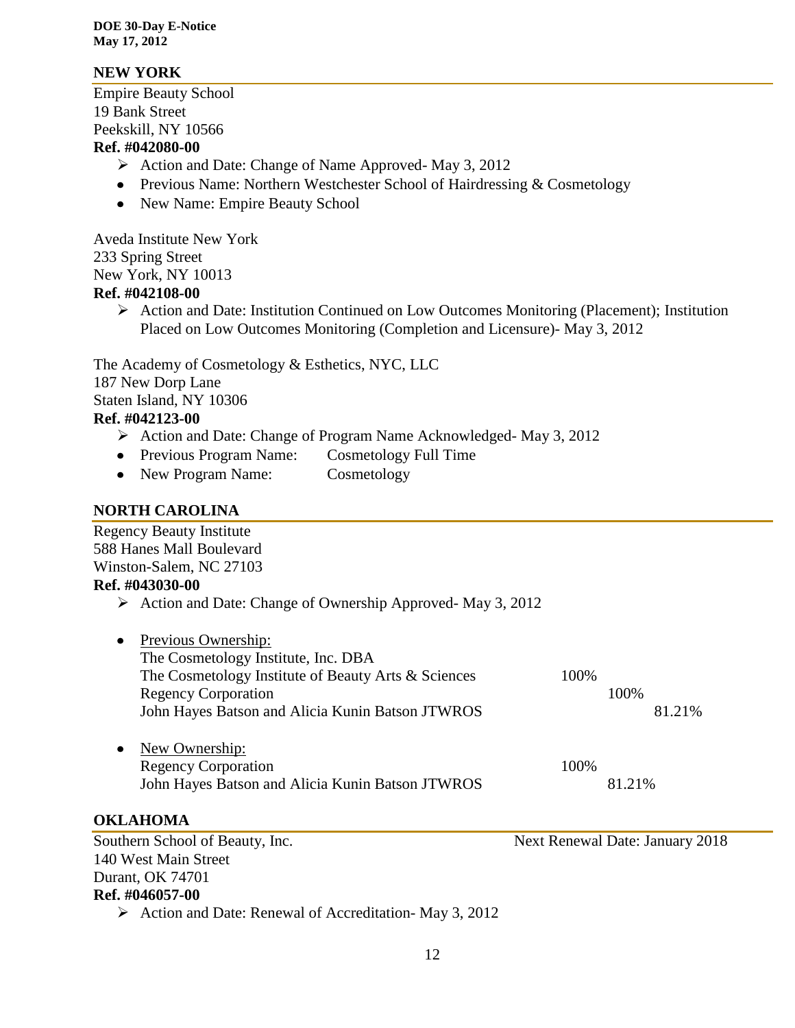## NEW YORK

Empire Beauty School
19 Bank Street
Peekskill, NY 10566
**Ref. #042080-00**

- ➢ Action and Date: Change of Name Approved- May 3, 2012
- Previous Name: Northern Westchester School of Hairdressing & Cosmetology
- New Name: Empire Beauty School

Aveda Institute New York
233 Spring Street
New York, NY 10013
**Ref. #042108-00**

- ➢ Action and Date: Institution Continued on Low Outcomes Monitoring (Placement); Institution Placed on Low Outcomes Monitoring (Completion and Licensure)- May 3, 2012

The Academy of Cosmetology & Esthetics, NYC, LLC
187 New Dorp Lane
Staten Island, NY 10306
**Ref. #042123-00**

- ➢ Action and Date: Change of Program Name Acknowledged- May 3, 2012
- Previous Program Name: Cosmetology Full Time
- New Program Name: Cosmetology

## NORTH CAROLINA

Regency Beauty Institute
588 Hanes Mall Boulevard
Winston-Salem, NC 27103
**Ref. #043030-00**

- ➢ Action and Date: Change of Ownership Approved- May 3, 2012

- Previous Ownership:
  The Cosmetology Institute, Inc. DBA
  The Cosmetology Institute of Beauty Arts & Sciences 100%
  Regency Corporation 100%
  John Hayes Batson and Alicia Kunin Batson JTWROS 81.21%

- New Ownership:
  Regency Corporation 100%
  John Hayes Batson and Alicia Kunin Batson JTWROS 81.21%

## OKLAHOMA

Southern School of Beauty, Inc. Next Renewal Date: January 2018
140 West Main Street
Durant, OK 74701
**Ref. #046057-00**

- ➢ Action and Date: Renewal of Accreditation- May 3, 2012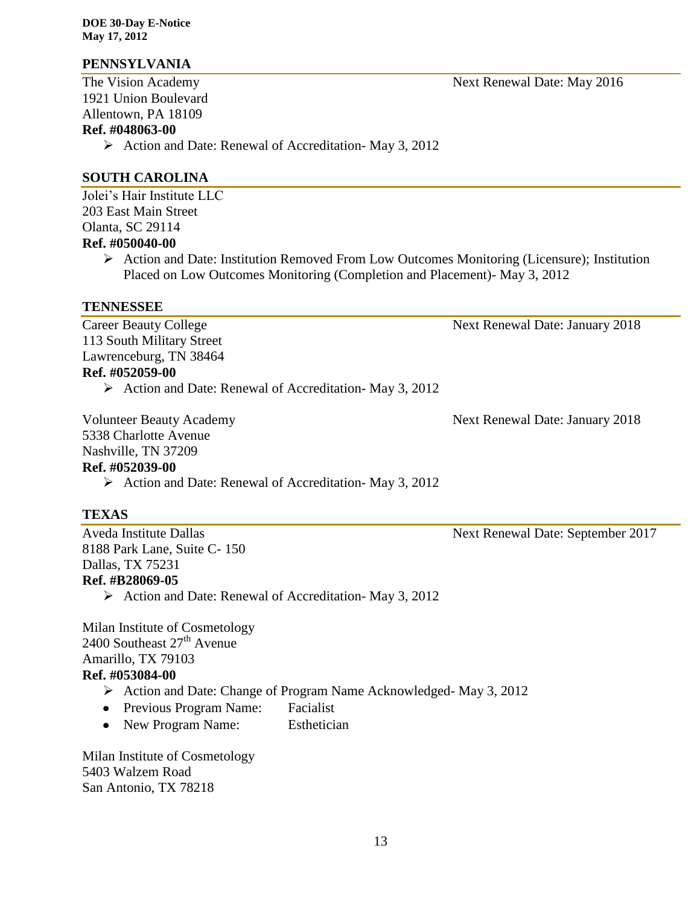## PENNSYLVANIA

The Vision Academy — Next Renewal Date: May 2016
1921 Union Boulevard
Allentown, PA 18109
**Ref. #048063-00**

- Action and Date: Renewal of Accreditation- May 3, 2012

## SOUTH CAROLINA

Jolei's Hair Institute LLC
203 East Main Street
Olanta, SC 29114
**Ref. #050040-00**

- Action and Date: Institution Removed From Low Outcomes Monitoring (Licensure); Institution Placed on Low Outcomes Monitoring (Completion and Placement)- May 3, 2012

## TENNESSEE

Career Beauty College — Next Renewal Date: January 2018
113 South Military Street
Lawrenceburg, TN 38464
**Ref. #052059-00**

- Action and Date: Renewal of Accreditation- May 3, 2012

Volunteer Beauty Academy — Next Renewal Date: January 2018
5338 Charlotte Avenue
Nashville, TN 37209
**Ref. #052039-00**

- Action and Date: Renewal of Accreditation- May 3, 2012

## TEXAS

Aveda Institute Dallas — Next Renewal Date: September 2017
8188 Park Lane, Suite C- 150
Dallas, TX 75231
**Ref. #B28069-05**

- Action and Date: Renewal of Accreditation- May 3, 2012

Milan Institute of Cosmetology
2400 Southeast 27th Avenue
Amarillo, TX 79103
**Ref. #053084-00**

- Action and Date: Change of Program Name Acknowledged- May 3, 2012
- Previous Program Name: Facialist
- New Program Name: Esthetician

Milan Institute of Cosmetology
5403 Walzem Road
San Antonio, TX 78218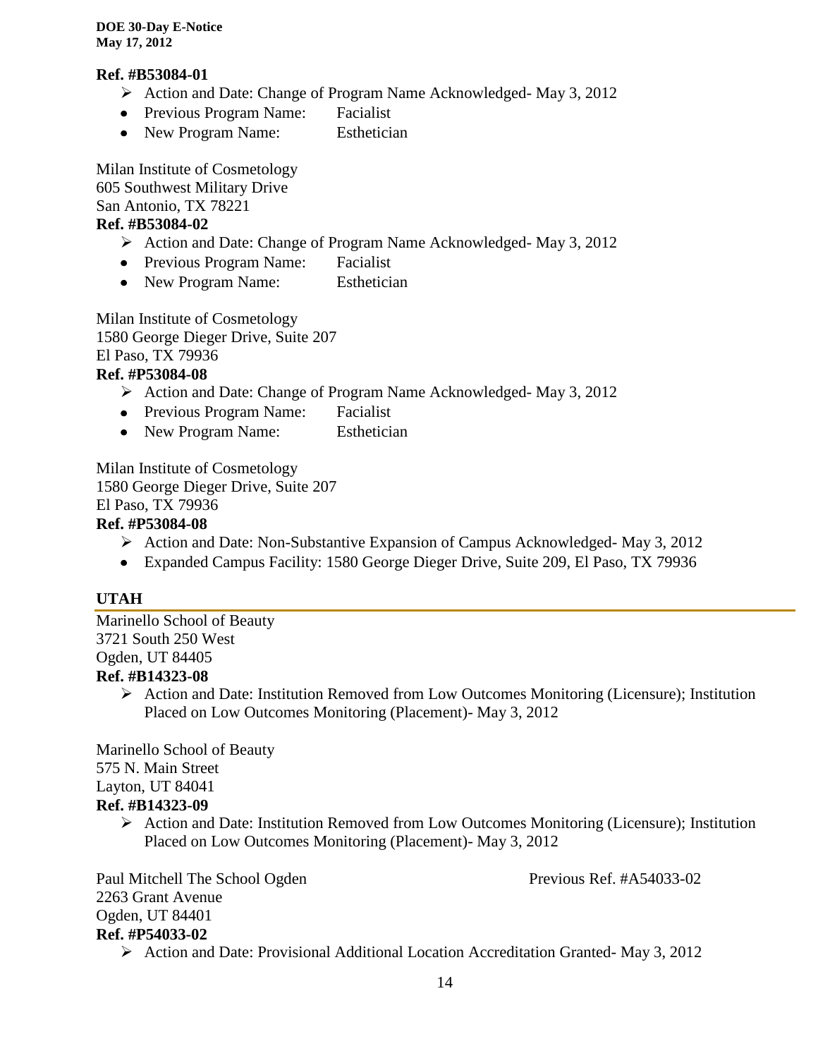**Ref. #B53084-01**

- Action and Date: Change of Program Name Acknowledged- May 3, 2012
- Previous Program Name: Facialist
- New Program Name: Esthetician

Milan Institute of Cosmetology
605 Southwest Military Drive
San Antonio, TX 78221

**Ref. #B53084-02**

- Action and Date: Change of Program Name Acknowledged- May 3, 2012
- Previous Program Name: Facialist
- New Program Name: Esthetician

Milan Institute of Cosmetology
1580 George Dieger Drive, Suite 207
El Paso, TX 79936

**Ref. #P53084-08**

- Action and Date: Change of Program Name Acknowledged- May 3, 2012
- Previous Program Name: Facialist
- New Program Name: Esthetician

Milan Institute of Cosmetology
1580 George Dieger Drive, Suite 207
El Paso, TX 79936

**Ref. #P53084-08**

- Action and Date: Non-Substantive Expansion of Campus Acknowledged- May 3, 2012
- Expanded Campus Facility: 1580 George Dieger Drive, Suite 209, El Paso, TX 79936

## UTAH

Marinello School of Beauty
3721 South 250 West
Ogden, UT 84405

**Ref. #B14323-08**

- Action and Date: Institution Removed from Low Outcomes Monitoring (Licensure); Institution Placed on Low Outcomes Monitoring (Placement)- May 3, 2012

Marinello School of Beauty
575 N. Main Street
Layton, UT 84041

**Ref. #B14323-09**

- Action and Date: Institution Removed from Low Outcomes Monitoring (Licensure); Institution Placed on Low Outcomes Monitoring (Placement)- May 3, 2012

Paul Mitchell The School Ogden — Previous Ref. #A54033-02
2263 Grant Avenue
Ogden, UT 84401

**Ref. #P54033-02**

- Action and Date: Provisional Additional Location Accreditation Granted- May 3, 2012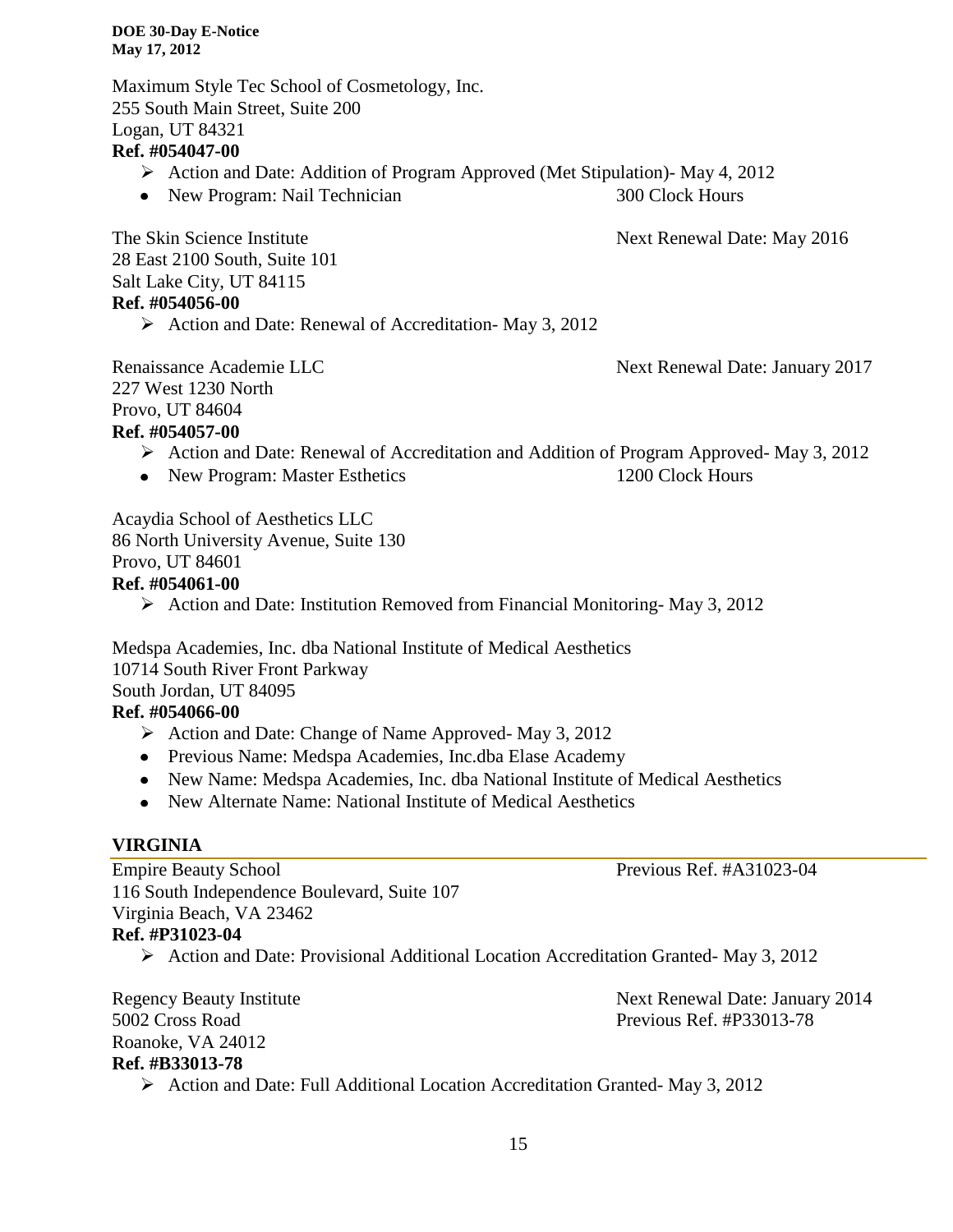Maximum Style Tec School of Cosmetology, Inc.
255 South Main Street, Suite 200
Logan, UT 84321
**Ref. #054047-00**

- Action and Date: Addition of Program Approved (Met Stipulation)- May 4, 2012
- New Program: Nail Technician 300 Clock Hours

The Skin Science Institute Next Renewal Date: May 2016
28 East 2100 South, Suite 101
Salt Lake City, UT 84115
**Ref. #054056-00**

- Action and Date: Renewal of Accreditation- May 3, 2012

Renaissance Academie LLC Next Renewal Date: January 2017
227 West 1230 North
Provo, UT 84604
**Ref. #054057-00**

- Action and Date: Renewal of Accreditation and Addition of Program Approved- May 3, 2012
- New Program: Master Esthetics 1200 Clock Hours

Acaydia School of Aesthetics LLC
86 North University Avenue, Suite 130
Provo, UT 84601
**Ref. #054061-00**

- Action and Date: Institution Removed from Financial Monitoring- May 3, 2012

Medspa Academies, Inc. dba National Institute of Medical Aesthetics
10714 South River Front Parkway
South Jordan, UT 84095
**Ref. #054066-00**

- Action and Date: Change of Name Approved- May 3, 2012
- Previous Name: Medspa Academies, Inc.dba Elase Academy
- New Name: Medspa Academies, Inc. dba National Institute of Medical Aesthetics
- New Alternate Name: National Institute of Medical Aesthetics

## VIRGINIA

Empire Beauty School Previous Ref. #A31023-04
116 South Independence Boulevard, Suite 107
Virginia Beach, VA 23462
**Ref. #P31023-04**

- Action and Date: Provisional Additional Location Accreditation Granted- May 3, 2012

Regency Beauty Institute Next Renewal Date: January 2014
5002 Cross Road Previous Ref. #P33013-78
Roanoke, VA 24012
**Ref. #B33013-78**

- Action and Date: Full Additional Location Accreditation Granted- May 3, 2012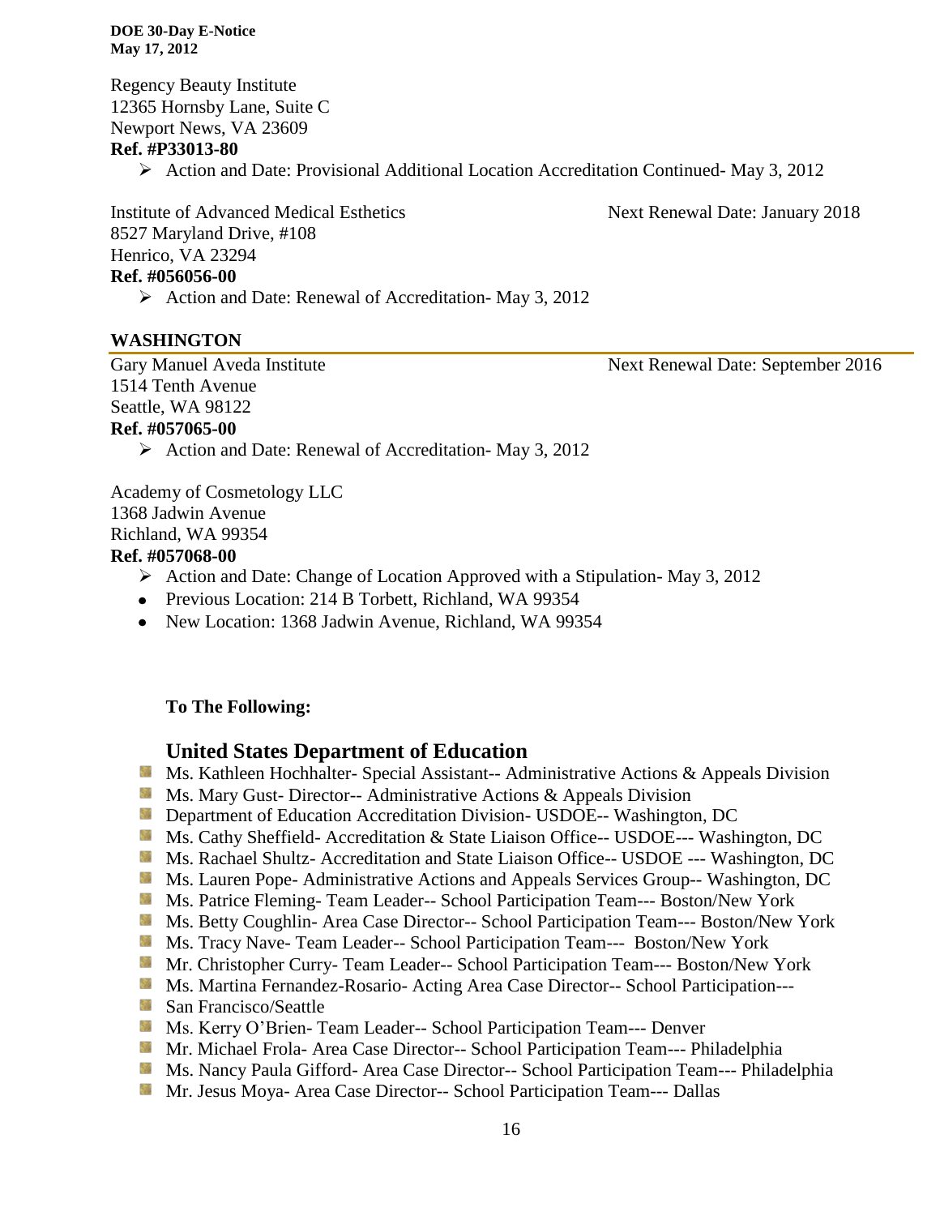Regency Beauty Institute
12365 Hornsby Lane, Suite C
Newport News, VA 23609
**Ref. #P33013-80**

- Action and Date: Provisional Additional Location Accreditation Continued- May 3, 2012

Institute of Advanced Medical Esthetics — Next Renewal Date: January 2018
8527 Maryland Drive, #108
Henrico, VA 23294
**Ref. #056056-00**

- Action and Date: Renewal of Accreditation- May 3, 2012

## WASHINGTON

Gary Manuel Aveda Institute — Next Renewal Date: September 2016
1514 Tenth Avenue
Seattle, WA 98122
**Ref. #057065-00**

- Action and Date: Renewal of Accreditation- May 3, 2012

Academy of Cosmetology LLC
1368 Jadwin Avenue
Richland, WA 99354
**Ref. #057068-00**

- Action and Date: Change of Location Approved with a Stipulation- May 3, 2012
- Previous Location: 214 B Torbett, Richland, WA 99354
- New Location: 1368 Jadwin Avenue, Richland, WA 99354

**To The Following:**

### United States Department of Education

- Ms. Kathleen Hochhalter- Special Assistant-- Administrative Actions & Appeals Division
- Ms. Mary Gust- Director-- Administrative Actions & Appeals Division
- Department of Education Accreditation Division- USDOE-- Washington, DC
- Ms. Cathy Sheffield- Accreditation & State Liaison Office-- USDOE--- Washington, DC
- Ms. Rachael Shultz- Accreditation and State Liaison Office-- USDOE --- Washington, DC
- Ms. Lauren Pope- Administrative Actions and Appeals Services Group-- Washington, DC
- Ms. Patrice Fleming- Team Leader-- School Participation Team--- Boston/New York
- Ms. Betty Coughlin- Area Case Director-- School Participation Team--- Boston/New York
- Ms. Tracy Nave- Team Leader-- School Participation Team--- Boston/New York
- Mr. Christopher Curry- Team Leader-- School Participation Team--- Boston/New York
- Ms. Martina Fernandez-Rosario- Acting Area Case Director-- School Participation---
- San Francisco/Seattle
- Ms. Kerry O'Brien- Team Leader-- School Participation Team--- Denver
- Mr. Michael Frola- Area Case Director-- School Participation Team--- Philadelphia
- Ms. Nancy Paula Gifford- Area Case Director-- School Participation Team--- Philadelphia
- Mr. Jesus Moya- Area Case Director-- School Participation Team--- Dallas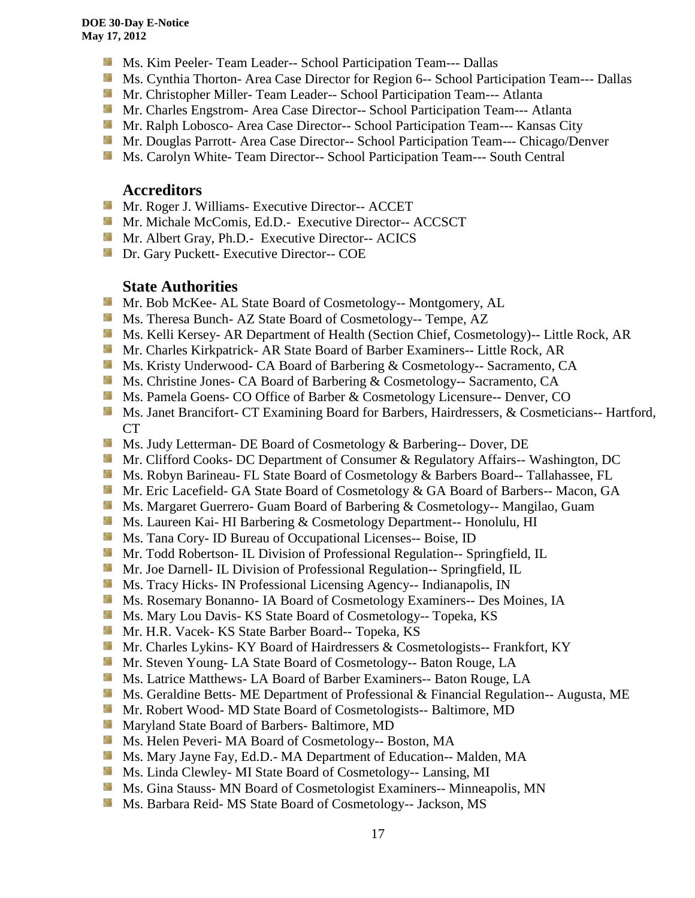- Ms. Kim Peeler- Team Leader-- School Participation Team--- Dallas
- Ms. Cynthia Thorton- Area Case Director for Region 6-- School Participation Team--- Dallas
- Mr. Christopher Miller- Team Leader-- School Participation Team--- Atlanta
- Mr. Charles Engstrom- Area Case Director-- School Participation Team--- Atlanta
- Mr. Ralph Lobosco- Area Case Director-- School Participation Team--- Kansas City
- Mr. Douglas Parrott- Area Case Director-- School Participation Team--- Chicago/Denver
- Ms. Carolyn White- Team Director-- School Participation Team--- South Central

### Accreditors

- Mr. Roger J. Williams- Executive Director-- ACCET
- Mr. Michale McComis, Ed.D.- Executive Director-- ACCSCT
- Mr. Albert Gray, Ph.D.- Executive Director-- ACICS
- Dr. Gary Puckett- Executive Director-- COE

### State Authorities

- Mr. Bob McKee- AL State Board of Cosmetology-- Montgomery, AL
- Ms. Theresa Bunch- AZ State Board of Cosmetology-- Tempe, AZ
- Ms. Kelli Kersey- AR Department of Health (Section Chief, Cosmetology)-- Little Rock, AR
- Mr. Charles Kirkpatrick- AR State Board of Barber Examiners-- Little Rock, AR
- Ms. Kristy Underwood- CA Board of Barbering & Cosmetology-- Sacramento, CA
- Ms. Christine Jones- CA Board of Barbering & Cosmetology-- Sacramento, CA
- Ms. Pamela Goens- CO Office of Barber & Cosmetology Licensure-- Denver, CO
- Ms. Janet Brancifort- CT Examining Board for Barbers, Hairdressers, & Cosmeticians-- Hartford, CT
- Ms. Judy Letterman- DE Board of Cosmetology & Barbering-- Dover, DE
- Mr. Clifford Cooks- DC Department of Consumer & Regulatory Affairs-- Washington, DC
- Ms. Robyn Barineau- FL State Board of Cosmetology & Barbers Board-- Tallahassee, FL
- Mr. Eric Lacefield- GA State Board of Cosmetology & GA Board of Barbers-- Macon, GA
- Ms. Margaret Guerrero- Guam Board of Barbering & Cosmetology-- Mangilao, Guam
- Ms. Laureen Kai- HI Barbering & Cosmetology Department-- Honolulu, HI
- Ms. Tana Cory- ID Bureau of Occupational Licenses-- Boise, ID
- Mr. Todd Robertson- IL Division of Professional Regulation-- Springfield, IL
- Mr. Joe Darnell- IL Division of Professional Regulation-- Springfield, IL
- Ms. Tracy Hicks- IN Professional Licensing Agency-- Indianapolis, IN
- Ms. Rosemary Bonanno- IA Board of Cosmetology Examiners-- Des Moines, IA
- Ms. Mary Lou Davis- KS State Board of Cosmetology-- Topeka, KS
- Mr. H.R. Vacek- KS State Barber Board-- Topeka, KS
- Mr. Charles Lykins- KY Board of Hairdressers & Cosmetologists-- Frankfort, KY
- Mr. Steven Young- LA State Board of Cosmetology-- Baton Rouge, LA
- Ms. Latrice Matthews- LA Board of Barber Examiners-- Baton Rouge, LA
- Ms. Geraldine Betts- ME Department of Professional & Financial Regulation-- Augusta, ME
- Mr. Robert Wood- MD State Board of Cosmetologists-- Baltimore, MD
- Maryland State Board of Barbers- Baltimore, MD
- Ms. Helen Peveri- MA Board of Cosmetology-- Boston, MA
- Ms. Mary Jayne Fay, Ed.D.- MA Department of Education-- Malden, MA
- Ms. Linda Clewley- MI State Board of Cosmetology-- Lansing, MI
- Ms. Gina Stauss- MN Board of Cosmetologist Examiners-- Minneapolis, MN
- Ms. Barbara Reid- MS State Board of Cosmetology-- Jackson, MS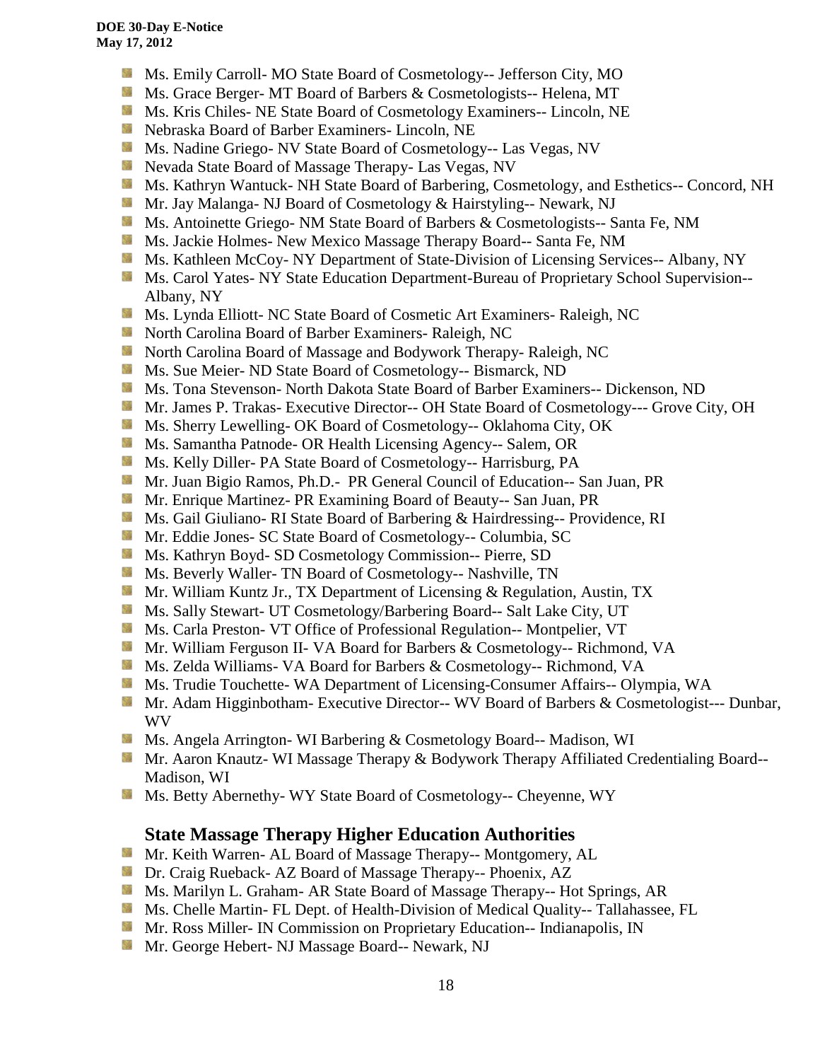- Ms. Emily Carroll- MO State Board of Cosmetology-- Jefferson City, MO
- Ms. Grace Berger- MT Board of Barbers & Cosmetologists-- Helena, MT
- Ms. Kris Chiles- NE State Board of Cosmetology Examiners-- Lincoln, NE
- Nebraska Board of Barber Examiners- Lincoln, NE
- Ms. Nadine Griego- NV State Board of Cosmetology-- Las Vegas, NV
- Nevada State Board of Massage Therapy- Las Vegas, NV
- Ms. Kathryn Wantuck- NH State Board of Barbering, Cosmetology, and Esthetics-- Concord, NH
- Mr. Jay Malanga- NJ Board of Cosmetology & Hairstyling-- Newark, NJ
- Ms. Antoinette Griego- NM State Board of Barbers & Cosmetologists-- Santa Fe, NM
- Ms. Jackie Holmes- New Mexico Massage Therapy Board-- Santa Fe, NM
- Ms. Kathleen McCoy- NY Department of State-Division of Licensing Services-- Albany, NY
- Ms. Carol Yates- NY State Education Department-Bureau of Proprietary School Supervision-- Albany, NY
- Ms. Lynda Elliott- NC State Board of Cosmetic Art Examiners- Raleigh, NC
- North Carolina Board of Barber Examiners- Raleigh, NC
- North Carolina Board of Massage and Bodywork Therapy- Raleigh, NC
- Ms. Sue Meier- ND State Board of Cosmetology-- Bismarck, ND
- Ms. Tona Stevenson- North Dakota State Board of Barber Examiners-- Dickenson, ND
- Mr. James P. Trakas- Executive Director-- OH State Board of Cosmetology--- Grove City, OH
- Ms. Sherry Lewelling- OK Board of Cosmetology-- Oklahoma City, OK
- Ms. Samantha Patnode- OR Health Licensing Agency-- Salem, OR
- Ms. Kelly Diller- PA State Board of Cosmetology-- Harrisburg, PA
- Mr. Juan Bigio Ramos, Ph.D.- PR General Council of Education-- San Juan, PR
- Mr. Enrique Martinez- PR Examining Board of Beauty-- San Juan, PR
- Ms. Gail Giuliano- RI State Board of Barbering & Hairdressing-- Providence, RI
- Mr. Eddie Jones- SC State Board of Cosmetology-- Columbia, SC
- Ms. Kathryn Boyd- SD Cosmetology Commission-- Pierre, SD
- Ms. Beverly Waller- TN Board of Cosmetology-- Nashville, TN
- Mr. William Kuntz Jr., TX Department of Licensing & Regulation, Austin, TX
- Ms. Sally Stewart- UT Cosmetology/Barbering Board-- Salt Lake City, UT
- Ms. Carla Preston- VT Office of Professional Regulation-- Montpelier, VT
- Mr. William Ferguson II- VA Board for Barbers & Cosmetology-- Richmond, VA
- Ms. Zelda Williams- VA Board for Barbers & Cosmetology-- Richmond, VA
- Ms. Trudie Touchette- WA Department of Licensing-Consumer Affairs-- Olympia, WA
- Mr. Adam Higginbotham- Executive Director-- WV Board of Barbers & Cosmetologist--- Dunbar, WV
- Ms. Angela Arrington- WI Barbering & Cosmetology Board-- Madison, WI
- Mr. Aaron Knautz- WI Massage Therapy & Bodywork Therapy Affiliated Credentialing Board-- Madison, WI
- Ms. Betty Abernethy- WY State Board of Cosmetology-- Cheyenne, WY

## State Massage Therapy Higher Education Authorities

- Mr. Keith Warren- AL Board of Massage Therapy-- Montgomery, AL
- Dr. Craig Rueback- AZ Board of Massage Therapy-- Phoenix, AZ
- Ms. Marilyn L. Graham- AR State Board of Massage Therapy-- Hot Springs, AR
- Ms. Chelle Martin- FL Dept. of Health-Division of Medical Quality-- Tallahassee, FL
- Mr. Ross Miller- IN Commission on Proprietary Education-- Indianapolis, IN
- Mr. George Hebert- NJ Massage Board-- Newark, NJ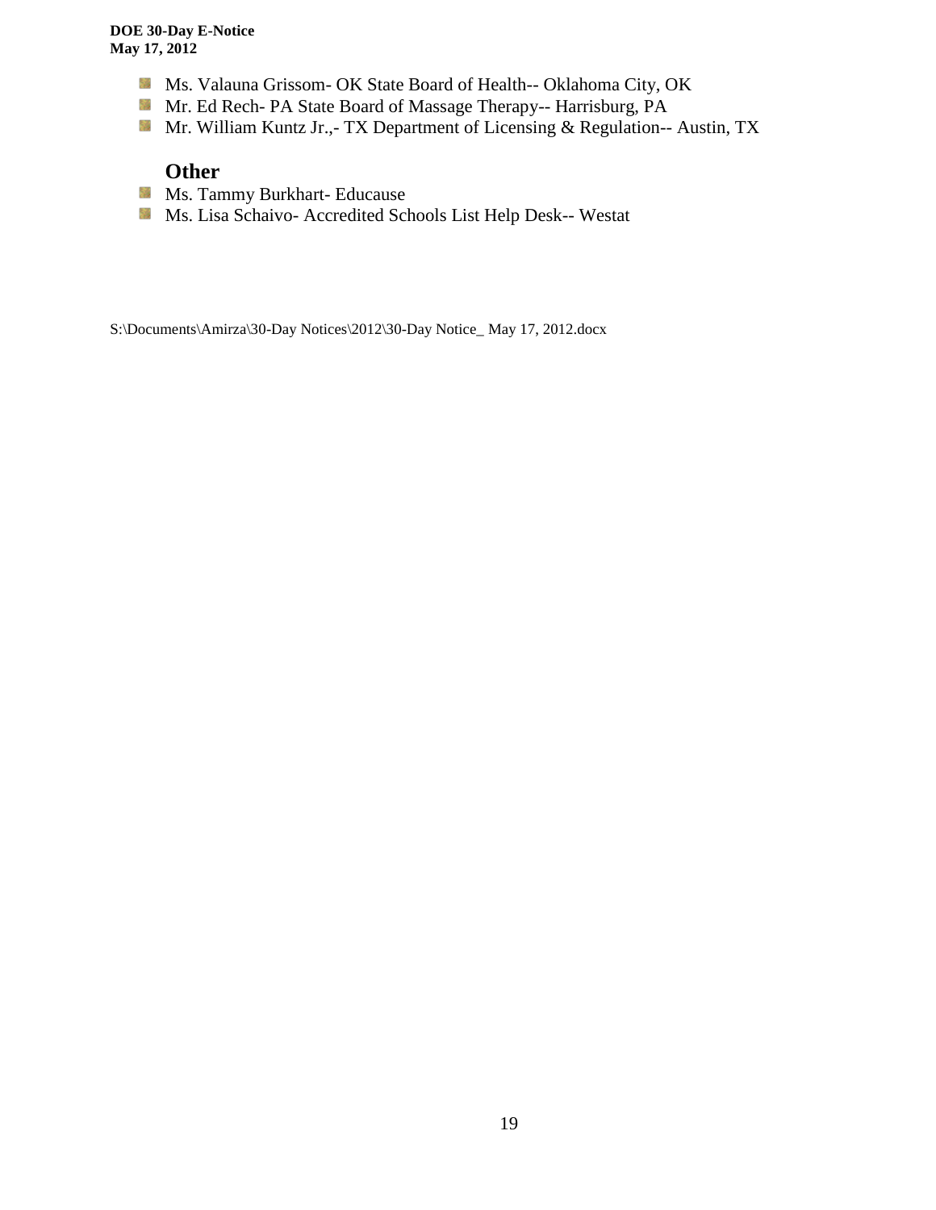- Ms. Valauna Grissom- OK State Board of Health-- Oklahoma City, OK
- Mr. Ed Rech- PA State Board of Massage Therapy-- Harrisburg, PA
- Mr. William Kuntz Jr.,- TX Department of Licensing & Regulation-- Austin, TX

## Other

- Ms. Tammy Burkhart- Educause
- Ms. Lisa Schaivo- Accredited Schools List Help Desk-- Westat

S:\Documents\Amirza\30-Day Notices\2012\30-Day Notice_ May 17, 2012.docx